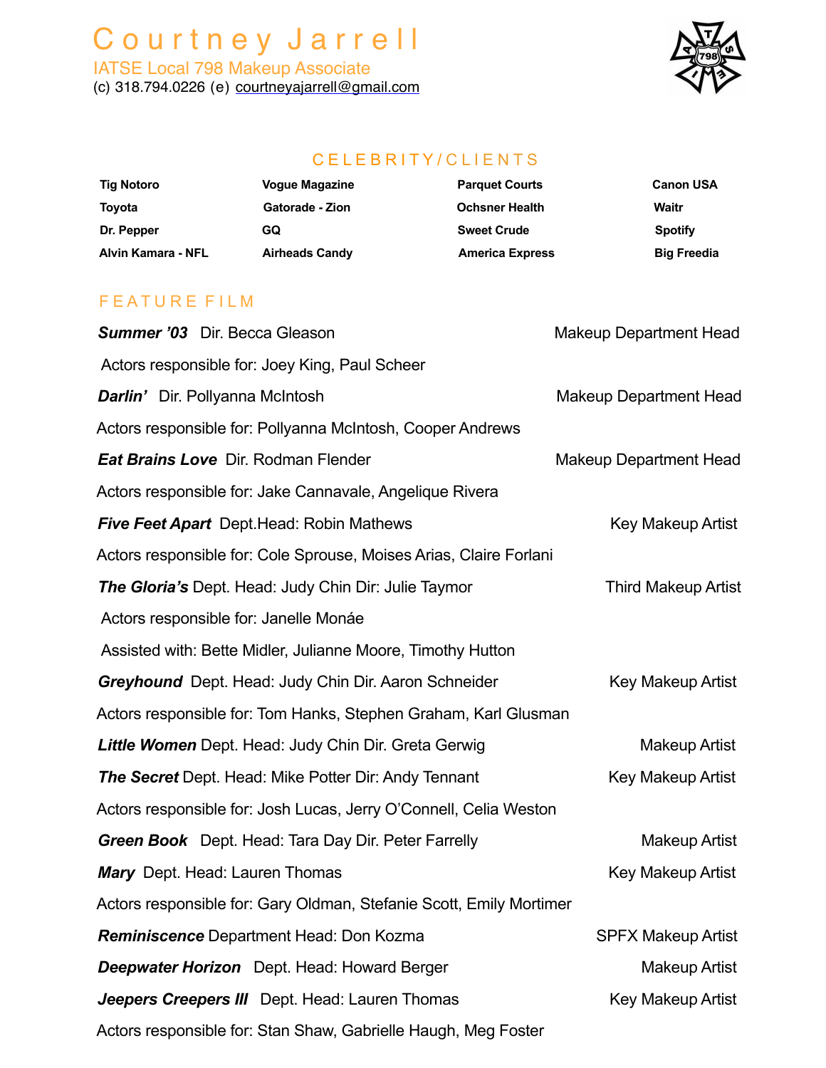# Courtney Jarrell

IATSE Local 798 Makeup Associate

(c) 318.794.0226 (e) courtneyajarrell@gmail.com

## CELEBRITY/CLIENTS

| | | | |
|---|---|---|---|
| **Tig Notoro** | **Vogue Magazine** | **Parquet Courts** | **Canon USA** |
| **Toyota** | **Gatorade - Zion** | **Ochsner Health** | **Waitr** |
| **Dr. Pepper** | **GQ** | **Sweet Crude** | **Spotify** |
| **Alvin Kamara - NFL** | **Airheads Candy** | **America Express** | **Big Freedia** |

## FEATURE FILM

***Summer '03*** Dir. Becca Gleason — Makeup Department Head

Actors responsible for: Joey King, Paul Scheer

***Darlin'*** Dir. Pollyanna McIntosh — Makeup Department Head

Actors responsible for: Pollyanna McIntosh, Cooper Andrews

***Eat Brains Love*** Dir. Rodman Flender — Makeup Department Head

Actors responsible for: Jake Cannavale, Angelique Rivera

***Five Feet Apart*** Dept.Head: Robin Mathews — Key Makeup Artist

Actors responsible for: Cole Sprouse, Moises Arias, Claire Forlani

***The Gloria's*** Dept. Head: Judy Chin Dir: Julie Taymor — Third Makeup Artist

Actors responsible for: Janelle Monáe

Assisted with: Bette Midler, Julianne Moore, Timothy Hutton

***Greyhound*** Dept. Head: Judy Chin Dir. Aaron Schneider — Key Makeup Artist

Actors responsible for: Tom Hanks, Stephen Graham, Karl Glusman

***Little Women*** Dept. Head: Judy Chin Dir. Greta Gerwig — Makeup Artist

***The Secret*** Dept. Head: Mike Potter Dir: Andy Tennant — Key Makeup Artist

Actors responsible for: Josh Lucas, Jerry O'Connell, Celia Weston

***Green Book*** Dept. Head: Tara Day Dir. Peter Farrelly — Makeup Artist

***Mary*** Dept. Head: Lauren Thomas — Key Makeup Artist

Actors responsible for: Gary Oldman, Stefanie Scott, Emily Mortimer

***Reminiscence*** Department Head: Don Kozma — SPFX Makeup Artist

***Deepwater Horizon*** Dept. Head: Howard Berger — Makeup Artist

***Jeepers Creepers III*** Dept. Head: Lauren Thomas — Key Makeup Artist

Actors responsible for: Stan Shaw, Gabrielle Haugh, Meg Foster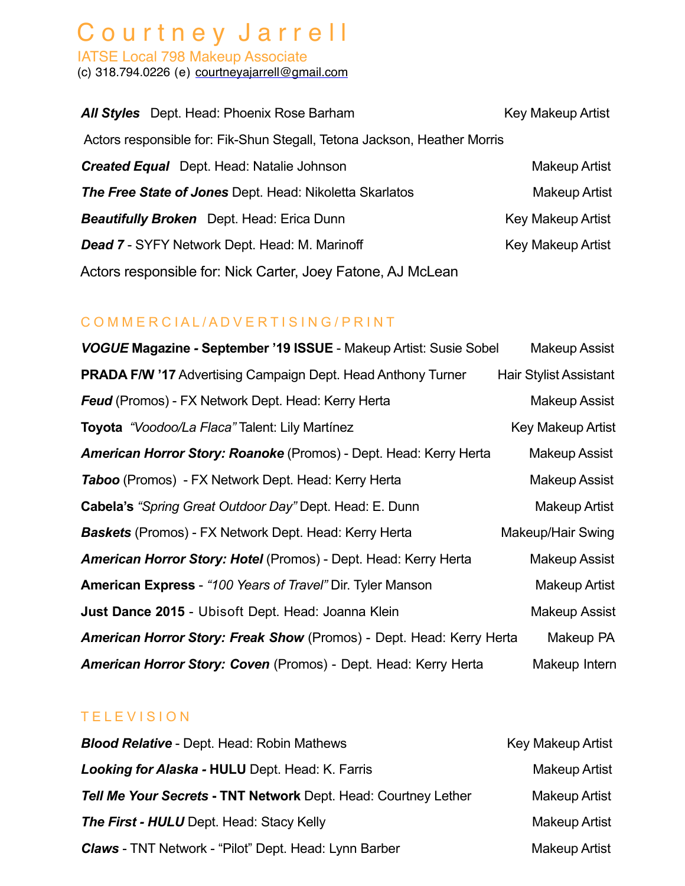# Courtney Jarrell

IATSE Local 798 Makeup Associate

(c) 318.794.0226 (e) courtneyajarrell@gmail.com

***All Styles*** Dept. Head: Phoenix Rose Barham — Key Makeup Artist

Actors responsible for: Fik-Shun Stegall, Tetona Jackson, Heather Morris

***Created Equal*** Dept. Head: Natalie Johnson — Makeup Artist

***The Free State of Jones*** Dept. Head: Nikoletta Skarlatos — Makeup Artist

***Beautifully Broken*** Dept. Head: Erica Dunn — Key Makeup Artist

***Dead 7*** - SYFY Network Dept. Head: M. Marinoff — Key Makeup Artist

Actors responsible for: Nick Carter, Joey Fatone, AJ McLean

## COMMERCIAL/ADVERTISING/PRINT

***VOGUE* Magazine *-* September '19 ISSUE** - Makeup Artist: Susie Sobel — Makeup Assist

**PRADA F/W '17** Advertising Campaign Dept. Head Anthony Turner — Hair Stylist Assistant

***Feud*** (Promos) - FX Network Dept. Head: Kerry Herta — Makeup Assist

**Toyota** *"Voodoo/La Flaca"* Talent: Lily Martínez — Key Makeup Artist

***American Horror Story: Roanoke*** (Promos) - Dept. Head: Kerry Herta — Makeup Assist

***Taboo*** (Promos) - FX Network Dept. Head: Kerry Herta — Makeup Assist

**Cabela's** *"Spring Great Outdoor Day"* Dept. Head: E. Dunn — Makeup Artist

***Baskets*** (Promos) - FX Network Dept. Head: Kerry Herta — Makeup/Hair Swing

***American Horror Story: Hotel*** (Promos) - Dept. Head: Kerry Herta — Makeup Assist

**American Express** - *"100 Years of Travel"* Dir. Tyler Manson — Makeup Artist

**Just Dance 2015** - Ubisoft Dept. Head: Joanna Klein — Makeup Assist

***American Horror Story: Freak Show*** (Promos) - Dept. Head: Kerry Herta — Makeup PA

***American Horror Story: Coven*** (Promos) - Dept. Head: Kerry Herta — Makeup Intern

## TELEVISION

***Blood Relative*** - Dept. Head: Robin Mathews — Key Makeup Artist

***Looking for Alaska* - HULU** Dept. Head: K. Farris — Makeup Artist

***Tell Me Your Secrets* - TNT Network** Dept. Head: Courtney Lether — Makeup Artist

***The First - HULU*** Dept. Head: Stacy Kelly — Makeup Artist

***Claws*** - TNT Network - "Pilot" Dept. Head: Lynn Barber — Makeup Artist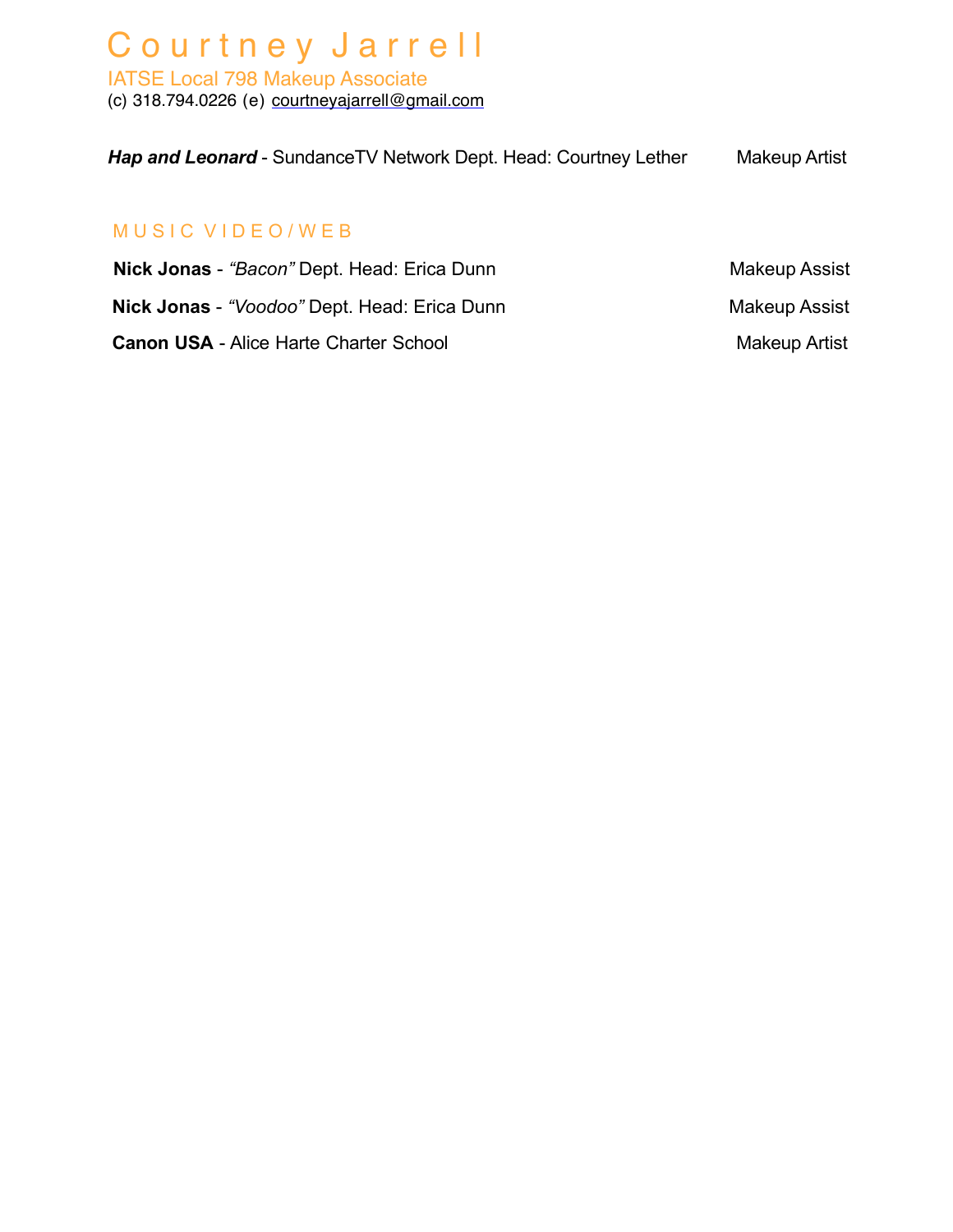# Courtney Jarrell

IATSE Local 798 Makeup Associate

(c) 318.794.0226 (e) courtneyajarrell@gmail.com

***Hap and Leonard*** - SundanceTV Network Dept. Head: Courtney Lether — Makeup Artist

## MUSIC VIDEO/WEB

**Nick Jonas** - *"Bacon"* Dept. Head: Erica Dunn — Makeup Assist

**Nick Jonas** - *"Voodoo"* Dept. Head: Erica Dunn — Makeup Assist

**Canon USA** - Alice Harte Charter School — Makeup Artist